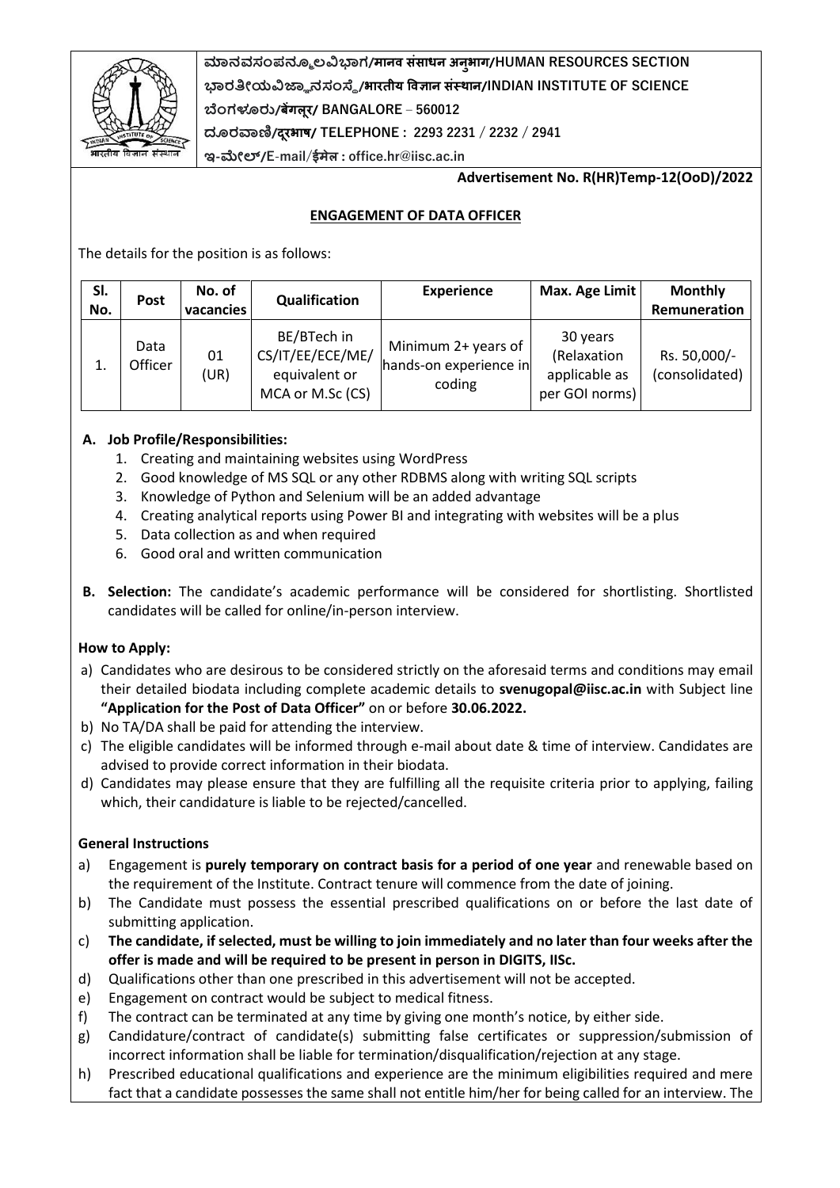ಮಾನವಸಂಪನ್ಮೂಲವಿಭಾಗ/मानव संसाधन अनुभाग/HUMAN RESOURCES SECTION

ಭಾರತೀಯವಿಜ್ಞಾನಸಂಸ್ಥೆ/भारतीय विज्ञान संस्थान/INDIAN INSTITUTE OF SCIENCE

ಬೆಂಗಳೂರು/बेंगलूर/ BANGALORE – 560012

ದೂರವಾಣಿ/दूरभाष/ TELEPHONE : 2293 2231 / 2232 / 2941

ಇ-ಮೇಲ್/E-mail/ईमेल : office.hr@iisc.ac.in

**Advertisement No. R(HR)Temp-12(OoD)/2022**

## ENGAGEMENT OF DATA OFFICER

The details for the position is as follows:

| Sl. No. | Post | No. of vacancies | Qualification | Experience | Max. Age Limit | Monthly Remuneration |
|---|---|---|---|---|---|---|
| 1. | Data Officer | 01 (UR) | BE/BTech in CS/IT/EE/ECE/ME/ equivalent or MCA or M.Sc (CS) | Minimum 2+ years of hands-on experience in coding | 30 years (Relaxation applicable as per GOI norms) | Rs. 50,000/- (consolidated) |

**A. Job Profile/Responsibilities:**

1. Creating and maintaining websites using WordPress
2. Good knowledge of MS SQL or any other RDBMS along with writing SQL scripts
3. Knowledge of Python and Selenium will be an added advantage
4. Creating analytical reports using Power BI and integrating with websites will be a plus
5. Data collection as and when required
6. Good oral and written communication

**B. Selection:** The candidate's academic performance will be considered for shortlisting. Shortlisted candidates will be called for online/in-person interview.

### How to Apply:

a) Candidates who are desirous to be considered strictly on the aforesaid terms and conditions may email their detailed biodata including complete academic details to **svenugopal@iisc.ac.in** with Subject line **"Application for the Post of Data Officer"** on or before **30.06.2022.**

b) No TA/DA shall be paid for attending the interview.

c) The eligible candidates will be informed through e-mail about date & time of interview. Candidates are advised to provide correct information in their biodata.

d) Candidates may please ensure that they are fulfilling all the requisite criteria prior to applying, failing which, their candidature is liable to be rejected/cancelled.

### General Instructions

a) Engagement is **purely temporary on contract basis for a period of one year** and renewable based on the requirement of the Institute. Contract tenure will commence from the date of joining.

b) The Candidate must possess the essential prescribed qualifications on or before the last date of submitting application.

c) **The candidate, if selected, must be willing to join immediately and no later than four weeks after the offer is made and will be required to be present in person in DIGITS, IISc.**

d) Qualifications other than one prescribed in this advertisement will not be accepted.

e) Engagement on contract would be subject to medical fitness.

f) The contract can be terminated at any time by giving one month's notice, by either side.

g) Candidature/contract of candidate(s) submitting false certificates or suppression/submission of incorrect information shall be liable for termination/disqualification/rejection at any stage.

h) Prescribed educational qualifications and experience are the minimum eligibilities required and mere fact that a candidate possesses the same shall not entitle him/her for being called for an interview. The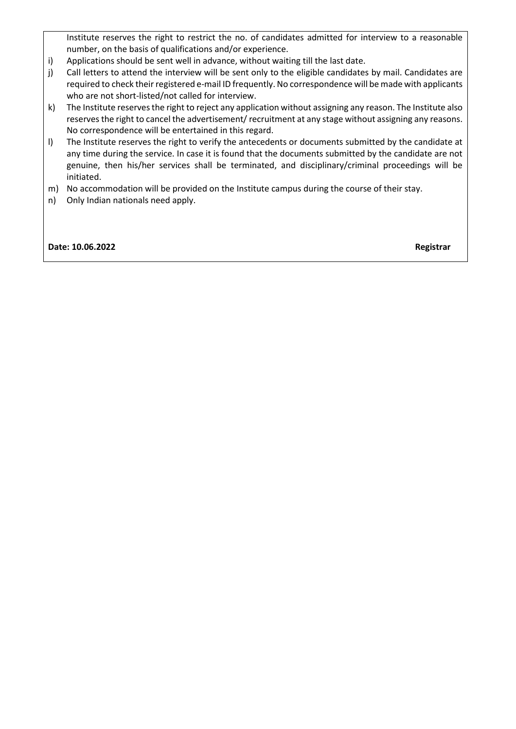Institute reserves the right to restrict the no. of candidates admitted for interview to a reasonable number, on the basis of qualifications and/or experience.

i) Applications should be sent well in advance, without waiting till the last date.

j) Call letters to attend the interview will be sent only to the eligible candidates by mail. Candidates are required to check their registered e-mail ID frequently. No correspondence will be made with applicants who are not short-listed/not called for interview.

k) The Institute reserves the right to reject any application without assigning any reason. The Institute also reserves the right to cancel the advertisement/ recruitment at any stage without assigning any reasons. No correspondence will be entertained in this regard.

l) The Institute reserves the right to verify the antecedents or documents submitted by the candidate at any time during the service. In case it is found that the documents submitted by the candidate are not genuine, then his/her services shall be terminated, and disciplinary/criminal proceedings will be initiated.

m) No accommodation will be provided on the Institute campus during the course of their stay.

n) Only Indian nationals need apply.

**Date: 10.06.2022** **Registrar**